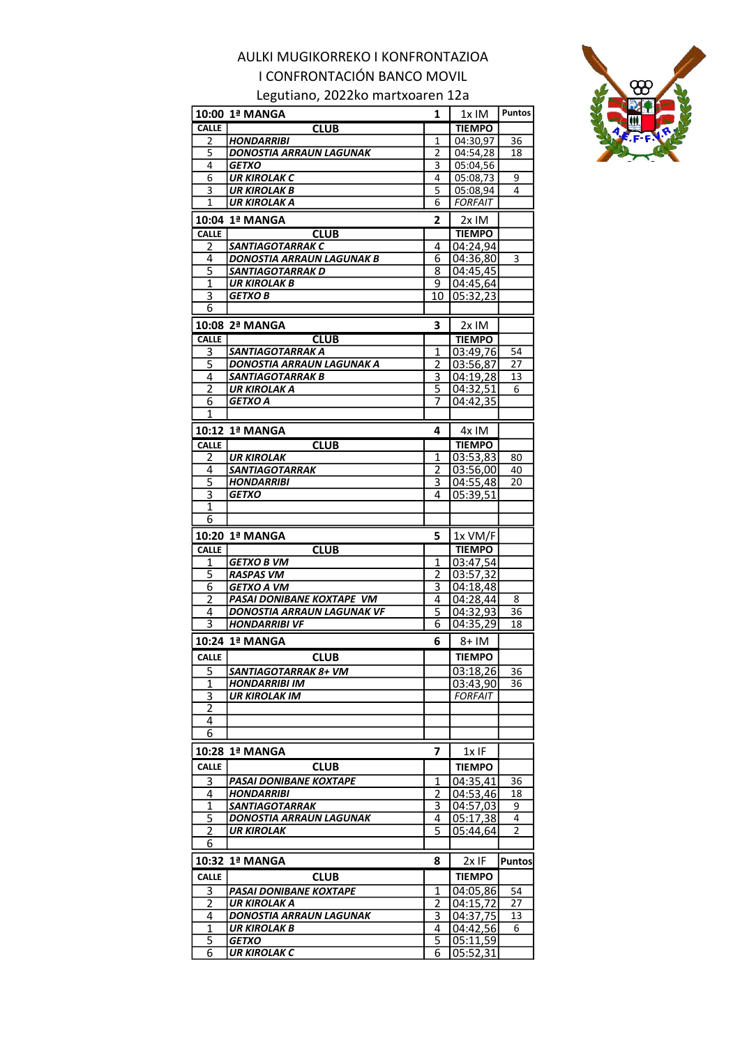# AULKI MUGIKORREKO I KONFRONTAZIOA

# I CONFRONTACIÓN BANCO MOVIL

Legutiano, 2022ko martxoaren 12a

| 10:00 1ª MANGA | | 1 | 1x IM | Puntos |
|---|---|---|---|---|
| CALLE | CLUB | | TIEMPO | |
| 2 | *HONDARRIBI* | 1 | 04:30,97 | 36 |
| 5 | *DONOSTIA ARRAUN LAGUNAK* | 2 | 04:54,28 | 18 |
| 4 | *GETXO* | 3 | 05:04,56 | |
| 6 | *UR KIROLAK C* | 4 | 05:08,73 | 9 |
| 3 | *UR KIROLAK B* | 5 | 05:08,94 | 4 |
| 1 | *UR KIROLAK A* | 6 | *FORFAIT* | |

| 10:04 1ª MANGA | | 2 | 2x IM | |
|---|---|---|---|---|
| CALLE | CLUB | | TIEMPO | |
| 2 | *SANTIAGOTARRAK C* | 4 | 04:24,94 | |
| 4 | *DONOSTIA ARRAUN LAGUNAK B* | 6 | 04:36,80 | 3 |
| 5 | *SANTIAGOTARRAK D* | 8 | 04:45,45 | |
| 1 | *UR KIROLAK B* | 9 | 04:45,64 | |
| 3 | *GETXO B* | 10 | 05:32,23 | |
| 6 | | | | |

| 10:08 2ª MANGA | | 3 | 2x IM | |
|---|---|---|---|---|
| CALLE | CLUB | | TIEMPO | |
| 3 | *SANTIAGOTARRAK A* | 1 | 03:49,76 | 54 |
| 5 | *DONOSTIA ARRAUN LAGUNAK A* | 2 | 03:56,87 | 27 |
| 4 | *SANTIAGOTARRAK B* | 3 | 04:19,28 | 13 |
| 2 | *UR KIROLAK A* | 5 | 04:32,51 | 6 |
| 6 | *GETXO A* | 7 | 04:42,35 | |
| 1 | | | | |

| 10:12 1ª MANGA | | 4 | 4x IM | |
|---|---|---|---|---|
| CALLE | CLUB | | TIEMPO | |
| 2 | *UR KIROLAK* | 1 | 03:53,83 | 80 |
| 4 | *SANTIAGOTARRAK* | 2 | 03:56,00 | 40 |
| 5 | *HONDARRIBI* | 3 | 04:55,48 | 20 |
| 3 | *GETXO* | 4 | 05:39,51 | |
| 1 | | | | |
| 6 | | | | |

| 10:20 1ª MANGA | | 5 | 1x VM/F | |
|---|---|---|---|---|
| CALLE | CLUB | | TIEMPO | |
| 1 | *GETXO B VM* | 1 | 03:47,54 | |
| 5 | *RASPAS VM* | 2 | 03:57,32 | |
| 6 | *GETXO A VM* | 3 | 04:18,48 | |
| 2 | *PASAI DONIBANE KOXTAPE VM* | 4 | 04:28,44 | 8 |
| 4 | *DONOSTIA ARRAUN LAGUNAK VF* | 5 | 04:32,93 | 36 |
| 3 | *HONDARRIBI VF* | 6 | 04:35,29 | 18 |

| 10:24 1ª MANGA | | 6 | 8+ IM | |
|---|---|---|---|---|
| CALLE | CLUB | | TIEMPO | |
| 5 | *SANTIAGOTARRAK 8+ VM* | | 03:18,26 | 36 |
| 1 | *HONDARRIBI IM* | | 03:43,90 | 36 |
| 3 | *UR KIROLAK IM* | | *FORFAIT* | |
| 2 | | | | |
| 4 | | | | |
| 6 | | | | |

| 10:28 1ª MANGA | | 7 | 1x IF | |
|---|---|---|---|---|
| CALLE | CLUB | | TIEMPO | |
| 3 | *PASAI DONIBANE KOXTAPE* | 1 | 04:35,41 | 36 |
| 4 | *HONDARRIBI* | 2 | 04:53,46 | 18 |
| 1 | *SANTIAGOTARRAK* | 3 | 04:57,03 | 9 |
| 5 | *DONOSTIA ARRAUN LAGUNAK* | 4 | 05:17,38 | 4 |
| 2 | *UR KIROLAK* | 5 | 05:44,64 | 2 |
| 6 | | | | |

| 10:32 1ª MANGA | | 8 | 2x IF | Puntos |
|---|---|---|---|---|
| CALLE | CLUB | | TIEMPO | |
| 3 | *PASAI DONIBANE KOXTAPE* | 1 | 04:05,86 | 54 |
| 2 | *UR KIROLAK A* | 2 | 04:15,72 | 27 |
| 4 | *DONOSTIA ARRAUN LAGUNAK* | 3 | 04:37,75 | 13 |
| 1 | *UR KIROLAK B* | 4 | 04:42,56 | 6 |
| 5 | *GETXO* | 5 | 05:11,59 | |
| 6 | *UR KIROLAK C* | 6 | 05:52,31 | |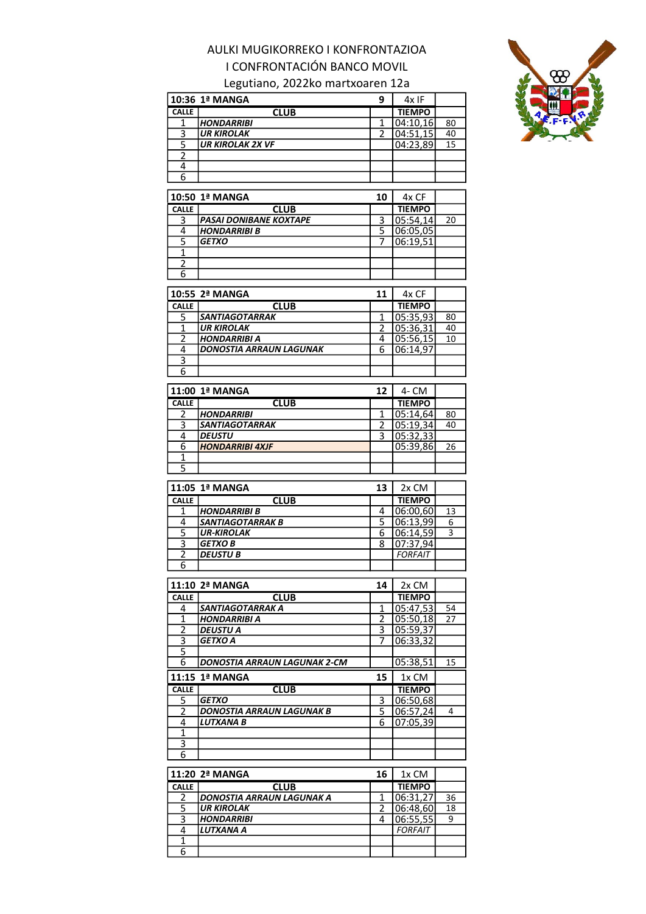AULKI MUGIKORREKO I KONFRONTAZIOA

I CONFRONTACIÓN BANCO MOVIL

Legutiano, 2022ko martxoaren 12a

| 10:36 1ª MANGA | | 9 | 4x IF | |
|---|---|---|---|---|
| CALLE | CLUB | | TIEMPO | |
| 1 | *HONDARRIBI* | 1 | 04:10,16 | 80 |
| 3 | *UR KIROLAK* | 2 | 04:51,15 | 40 |
| 5 | *UR KIROLAK 2X VF* | | 04:23,89 | 15 |
| 2 | | | | |
| 4 | | | | |
| 6 | | | | |

| 10:50 1ª MANGA | | 10 | 4x CF | |
|---|---|---|---|---|
| CALLE | CLUB | | TIEMPO | |
| 3 | *PASAI DONIBANE KOXTAPE* | 3 | 05:54,14 | 20 |
| 4 | *HONDARRIBI B* | 5 | 06:05,05 | |
| 5 | *GETXO* | 7 | 06:19,51 | |
| 1 | | | | |
| 2 | | | | |
| 6 | | | | |

| 10:55 2ª MANGA | | 11 | 4x CF | |
|---|---|---|---|---|
| CALLE | CLUB | | TIEMPO | |
| 5 | *SANTIAGOTARRAK* | 1 | 05:35,93 | 80 |
| 1 | *UR KIROLAK* | 2 | 05:36,31 | 40 |
| 2 | *HONDARRIBI A* | 4 | 05:56,15 | 10 |
| 4 | *DONOSTIA ARRAUN LAGUNAK* | 6 | 06:14,97 | |
| 3 | | | | |
| 6 | | | | |

| 11:00 1ª MANGA | | 12 | 4- CM | |
|---|---|---|---|---|
| CALLE | CLUB | | TIEMPO | |
| 2 | *HONDARRIBI* | 1 | 05:14,64 | 80 |
| 3 | *SANTIAGOTARRAK* | 2 | 05:19,34 | 40 |
| 4 | *DEUSTU* | 3 | 05:32,33 | |
| 6 | *HONDARRIBI 4XJF* | | 05:39,86 | 26 |
| 1 | | | | |
| 5 | | | | |

| 11:05 1ª MANGA | | 13 | 2x CM | |
|---|---|---|---|---|
| CALLE | CLUB | | TIEMPO | |
| 1 | *HONDARRIBI B* | 4 | 06:00,60 | 13 |
| 4 | *SANTIAGOTARRAK B* | 5 | 06:13,99 | 6 |
| 5 | *UR-KIROLAK* | 6 | 06:14,59 | 3 |
| 3 | *GETXO B* | 8 | 07:37,94 | |
| 2 | *DEUSTU B* | | *FORFAIT* | |
| 6 | | | | |

| 11:10 2ª MANGA | | 14 | 2x CM | |
|---|---|---|---|---|
| CALLE | CLUB | | TIEMPO | |
| 4 | *SANTIAGOTARRAK A* | 1 | 05:47,53 | 54 |
| 1 | *HONDARRIBI A* | 2 | 05:50,18 | 27 |
| 2 | *DEUSTU A* | 3 | 05:59,37 | |
| 3 | *GETXO A* | 7 | 06:33,32 | |
| 5 | | | | |
| 6 | *DONOSTIA ARRAUN LAGUNAK 2-CM* | | 05:38,51 | 15 |

| 11:15 1ª MANGA | | 15 | 1x CM | |
|---|---|---|---|---|
| CALLE | CLUB | | TIEMPO | |
| 5 | *GETXO* | 3 | 06:50,68 | |
| 2 | *DONOSTIA ARRAUN LAGUNAK B* | 5 | 06:57,24 | 4 |
| 4 | *LUTXANA B* | 6 | 07:05,39 | |
| 1 | | | | |
| 3 | | | | |
| 6 | | | | |

| 11:20 2ª MANGA | | 16 | 1x CM | |
|---|---|---|---|---|
| CALLE | CLUB | | TIEMPO | |
| 2 | *DONOSTIA ARRAUN LAGUNAK A* | 1 | 06:31,27 | 36 |
| 5 | *UR KIROLAK* | 2 | 06:48,60 | 18 |
| 3 | *HONDARRIBI* | 4 | 06:55,55 | 9 |
| 4 | *LUTXANA A* | | *FORFAIT* | |
| 1 | | | | |
| 6 | | | | |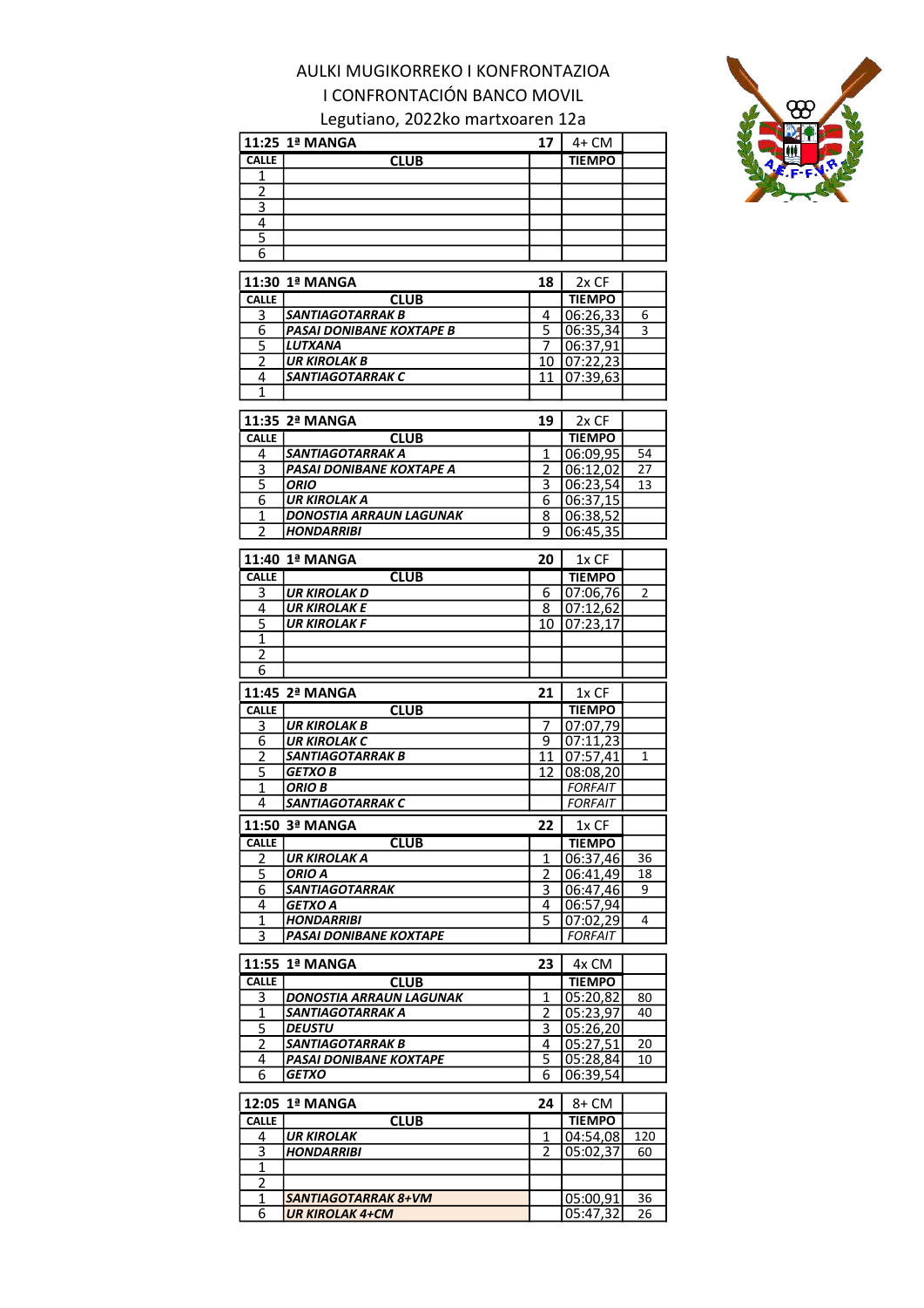AULKI MUGIKORREKO I KONFRONTAZIOA

I CONFRONTACIÓN BANCO MOVIL

Legutiano, 2022ko martxoaren 12a

| 11:25 1ª MANGA | | 17 | 4+ CM | |
|---|---|---|---|---|
| CALLE | CLUB | | TIEMPO | |
| 1 | | | | |
| 2 | | | | |
| 3 | | | | |
| 4 | | | | |
| 5 | | | | |
| 6 | | | | |

| 11:30 1ª MANGA | | 18 | 2x CF | |
|---|---|---|---|---|
| CALLE | CLUB | | TIEMPO | |
| 3 | *SANTIAGOTARRAK B* | 4 | 06:26,33 | 6 |
| 6 | *PASAI DONIBANE KOXTAPE B* | 5 | 06:35,34 | 3 |
| 5 | *LUTXANA* | 7 | 06:37,91 | |
| 2 | *UR KIROLAK B* | 10 | 07:22,23 | |
| 4 | *SANTIAGOTARRAK C* | 11 | 07:39,63 | |
| 1 | | | | |

| 11:35 2ª MANGA | | 19 | 2x CF | |
|---|---|---|---|---|
| CALLE | CLUB | | TIEMPO | |
| 4 | *SANTIAGOTARRAK A* | 1 | 06:09,95 | 54 |
| 3 | *PASAI DONIBANE KOXTAPE A* | 2 | 06:12,02 | 27 |
| 5 | *ORIO* | 3 | 06:23,54 | 13 |
| 6 | *UR KIROLAK A* | 6 | 06:37,15 | |
| 1 | *DONOSTIA ARRAUN LAGUNAK* | 8 | 06:38,52 | |
| 2 | *HONDARRIBI* | 9 | 06:45,35 | |

| 11:40 1ª MANGA | | 20 | 1x CF | |
|---|---|---|---|---|
| CALLE | CLUB | | TIEMPO | |
| 3 | *UR KIROLAK D* | 6 | 07:06,76 | 2 |
| 4 | *UR KIROLAK E* | 8 | 07:12,62 | |
| 5 | *UR KIROLAK F* | 10 | 07:23,17 | |
| 1 | | | | |
| 2 | | | | |
| 6 | | | | |

| 11:45 2ª MANGA | | 21 | 1x CF | |
|---|---|---|---|---|
| CALLE | CLUB | | TIEMPO | |
| 3 | *UR KIROLAK B* | 7 | 07:07,79 | |
| 6 | *UR KIROLAK C* | 9 | 07:11,23 | |
| 2 | *SANTIAGOTARRAK B* | 11 | 07:57,41 | 1 |
| 5 | *GETXO B* | 12 | 08:08,20 | |
| 1 | *ORIO B* | | *FORFAIT* | |
| 4 | *SANTIAGOTARRAK C* | | *FORFAIT* | |

| 11:50 3ª MANGA | | 22 | 1x CF | |
|---|---|---|---|---|
| CALLE | CLUB | | TIEMPO | |
| 2 | *UR KIROLAK A* | 1 | 06:37,46 | 36 |
| 5 | *ORIO A* | 2 | 06:41,49 | 18 |
| 6 | *SANTIAGOTARRAK* | 3 | 06:47,46 | 9 |
| 4 | *GETXO A* | 4 | 06:57,94 | |
| 1 | *HONDARRIBI* | 5 | 07:02,29 | 4 |
| 3 | *PASAI DONIBANE KOXTAPE* | | *FORFAIT* | |

| 11:55 1ª MANGA | | 23 | 4x CM | |
|---|---|---|---|---|
| CALLE | CLUB | | TIEMPO | |
| 3 | *DONOSTIA ARRAUN LAGUNAK* | 1 | 05:20,82 | 80 |
| 1 | *SANTIAGOTARRAK A* | 2 | 05:23,97 | 40 |
| 5 | *DEUSTU* | 3 | 05:26,20 | |
| 2 | *SANTIAGOTARRAK B* | 4 | 05:27,51 | 20 |
| 4 | *PASAI DONIBANE KOXTAPE* | 5 | 05:28,84 | 10 |
| 6 | *GETXO* | 6 | 06:39,54 | |

| 12:05 1ª MANGA | | 24 | 8+ CM | |
|---|---|---|---|---|
| CALLE | CLUB | | TIEMPO | |
| 4 | *UR KIROLAK* | 1 | 04:54,08 | 120 |
| 3 | *HONDARRIBI* | 2 | 05:02,37 | 60 |
| 1 | | | | |
| 2 | | | | |
| 1 | *SANTIAGOTARRAK 8+VM* | | 05:00,91 | 36 |
| 6 | *UR KIROLAK 4+CM* | | 05:47,32 | 26 |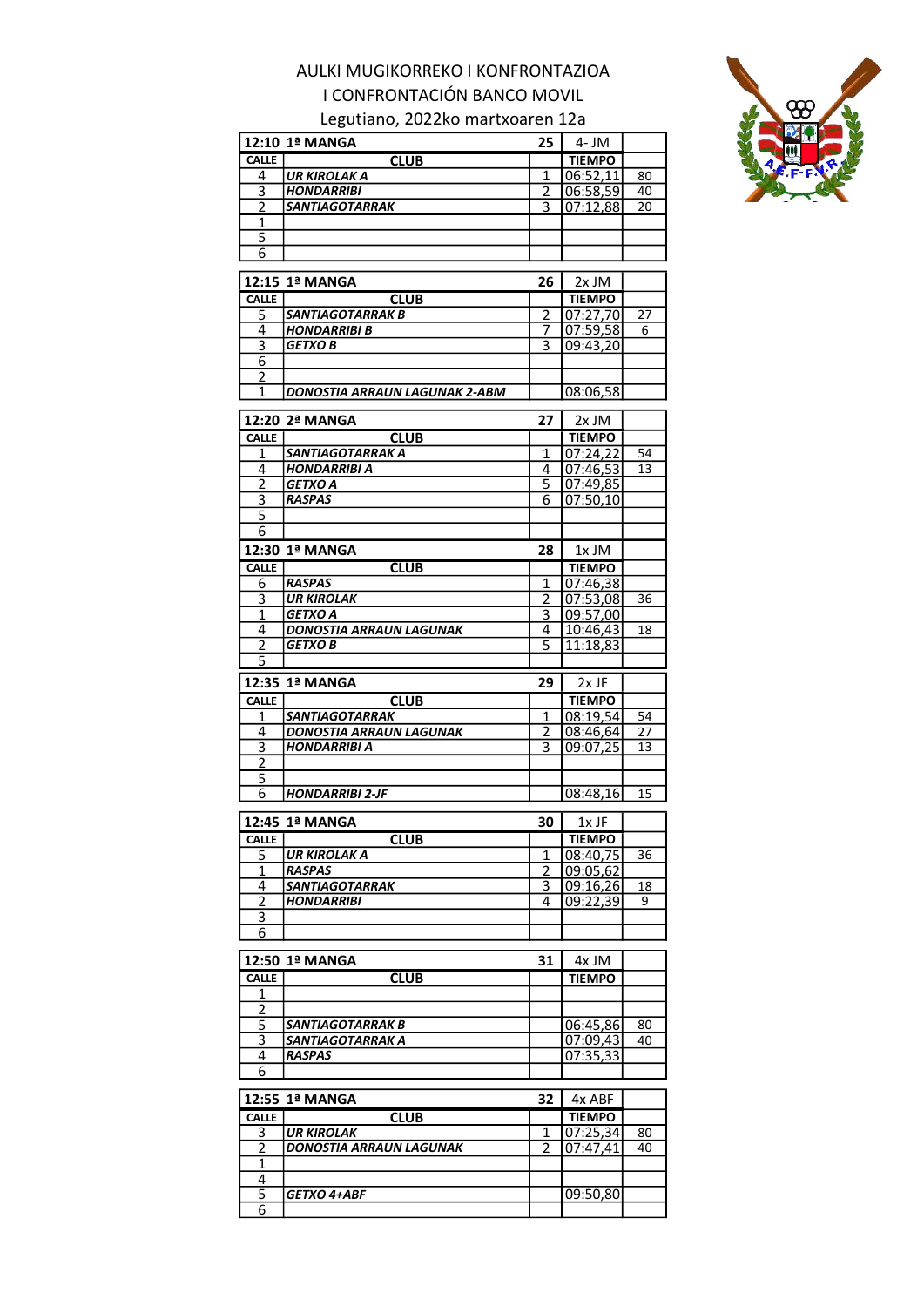AULKI MUGIKORREKO I KONFRONTAZIOA

I CONFRONTACIÓN BANCO MOVIL

Legutiano, 2022ko martxoaren 12a

| 12:10 1ª MANGA | | 25 | 4- JM | |
|---|---|---|---|---|
| CALLE | CLUB | | TIEMPO | |
| 4 | UR KIROLAK A | 1 | 06:52,11 | 80 |
| 3 | HONDARRIBI | 2 | 06:58,59 | 40 |
| 2 | SANTIAGOTARRAK | 3 | 07:12,88 | 20 |
| 1 | | | | |
| 5 | | | | |
| 6 | | | | |

| 12:15 1ª MANGA | | 26 | 2x JM | |
|---|---|---|---|---|
| CALLE | CLUB | | TIEMPO | |
| 5 | SANTIAGOTARRAK B | 2 | 07:27,70 | 27 |
| 4 | HONDARRIBI B | 7 | 07:59,58 | 6 |
| 3 | GETXO B | 3 | 09:43,20 | |
| 6 | | | | |
| 2 | | | | |
| 1 | DONOSTIA ARRAUN LAGUNAK 2-ABM | | 08:06,58 | |

| 12:20 2ª MANGA | | 27 | 2x JM | |
|---|---|---|---|---|
| CALLE | CLUB | | TIEMPO | |
| 1 | SANTIAGOTARRAK A | 1 | 07:24,22 | 54 |
| 4 | HONDARRIBI A | 4 | 07:46,53 | 13 |
| 2 | GETXO A | 5 | 07:49,85 | |
| 3 | RASPAS | 6 | 07:50,10 | |
| 5 | | | | |
| 6 | | | | |

| 12:30 1ª MANGA | | 28 | 1x JM | |
|---|---|---|---|---|
| CALLE | CLUB | | TIEMPO | |
| 6 | RASPAS | 1 | 07:46,38 | |
| 3 | UR KIROLAK | 2 | 07:53,08 | 36 |
| 1 | GETXO A | 3 | 09:57,00 | |
| 4 | DONOSTIA ARRAUN LAGUNAK | 4 | 10:46,43 | 18 |
| 2 | GETXO B | 5 | 11:18,83 | |
| 5 | | | | |

| 12:35 1ª MANGA | | 29 | 2x JF | |
|---|---|---|---|---|
| CALLE | CLUB | | TIEMPO | |
| 1 | SANTIAGOTARRAK | 1 | 08:19,54 | 54 |
| 4 | DONOSTIA ARRAUN LAGUNAK | 2 | 08:46,64 | 27 |
| 3 | HONDARRIBI A | 3 | 09:07,25 | 13 |
| 2 | | | | |
| 5 | | | | |
| 6 | HONDARRIBI 2-JF | | 08:48,16 | 15 |

| 12:45 1ª MANGA | | 30 | 1x JF | |
|---|---|---|---|---|
| CALLE | CLUB | | TIEMPO | |
| 5 | UR KIROLAK A | 1 | 08:40,75 | 36 |
| 1 | RASPAS | 2 | 09:05,62 | |
| 4 | SANTIAGOTARRAK | 3 | 09:16,26 | 18 |
| 2 | HONDARRIBI | 4 | 09:22,39 | 9 |
| 3 | | | | |
| 6 | | | | |

| 12:50 1ª MANGA | | 31 | 4x JM | |
|---|---|---|---|---|
| CALLE | CLUB | | TIEMPO | |
| 1 | | | | |
| 2 | | | | |
| 5 | SANTIAGOTARRAK B | | 06:45,86 | 80 |
| 3 | SANTIAGOTARRAK A | | 07:09,43 | 40 |
| 4 | RASPAS | | 07:35,33 | |
| 6 | | | | |

| 12:55 1ª MANGA | | 32 | 4x ABF | |
|---|---|---|---|---|
| CALLE | CLUB | | TIEMPO | |
| 3 | UR KIROLAK | 1 | 07:25,34 | 80 |
| 2 | DONOSTIA ARRAUN LAGUNAK | 2 | 07:47,41 | 40 |
| 1 | | | | |
| 4 | | | | |
| 5 | GETXO 4+ABF | | 09:50,80 | |
| 6 | | | | |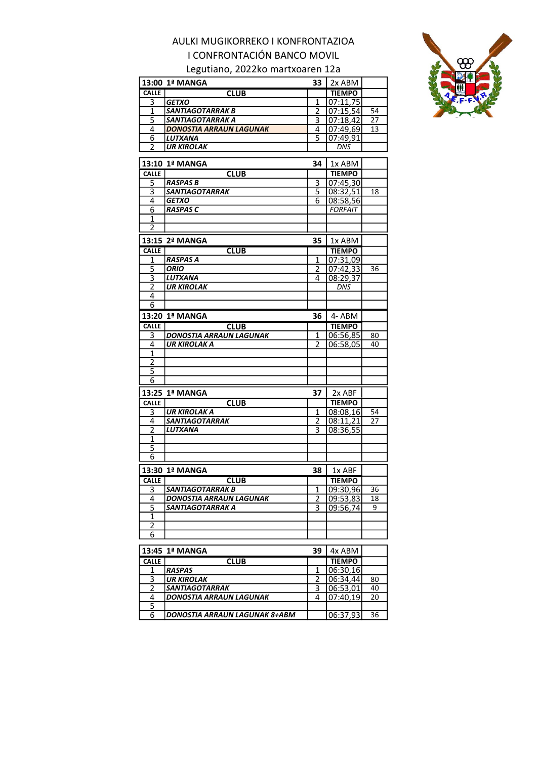AULKI MUGIKORREKO I KONFRONTAZIOA

I CONFRONTACIÓN BANCO MOVIL

Legutiano, 2022ko martxoaren 12a

| 13:00 1ª MANGA | | 33 | 2x ABM | |
|---|---|---|---|---|
| CALLE | CLUB | | TIEMPO | |
| 3 | *GETXO* | 1 | 07:11,75 | |
| 1 | *SANTIAGOTARRAK B* | 2 | 07:15,54 | 54 |
| 5 | *SANTIAGOTARRAK A* | 3 | 07:18,42 | 27 |
| 4 | *DONOSTIA ARRAUN LAGUNAK* | 4 | 07:49,69 | 13 |
| 6 | *LUTXANA* | 5 | 07:49,91 | |
| 2 | *UR KIROLAK* | | *DNS* | |

| 13:10 1ª MANGA | | 34 | 1x ABM | |
|---|---|---|---|---|
| CALLE | CLUB | | TIEMPO | |
| 5 | *RASPAS B* | 3 | 07:45,30 | |
| 3 | *SANTIAGOTARRAK* | 5 | 08:32,51 | 18 |
| 4 | *GETXO* | 6 | 08:58,56 | |
| 6 | *RASPAS C* | | *FORFAIT* | |
| 1 | | | | |
| 2 | | | | |

| 13:15 2ª MANGA | | 35 | 1x ABM | |
|---|---|---|---|---|
| CALLE | CLUB | | TIEMPO | |
| 1 | *RASPAS A* | 1 | 07:31,09 | |
| 5 | *ORIO* | 2 | 07:42,33 | 36 |
| 3 | *LUTXANA* | 4 | 08:29,37 | |
| 2 | *UR KIROLAK* | | *DNS* | |
| 4 | | | | |
| 6 | | | | |

| 13:20 1ª MANGA | | 36 | 4- ABM | |
|---|---|---|---|---|
| CALLE | CLUB | | TIEMPO | |
| 3 | *DONOSTIA ARRAUN LAGUNAK* | 1 | 06:56,85 | 80 |
| 4 | *UR KIROLAK A* | 2 | 06:58,05 | 40 |
| 1 | | | | |
| 2 | | | | |
| 5 | | | | |
| 6 | | | | |

| 13:25 1ª MANGA | | 37 | 2x ABF | |
|---|---|---|---|---|
| CALLE | CLUB | | TIEMPO | |
| 3 | *UR KIROLAK A* | 1 | 08:08,16 | 54 |
| 4 | *SANTIAGOTARRAK* | 2 | 08:11,21 | 27 |
| 2 | *LUTXANA* | 3 | 08:36,55 | |
| 1 | | | | |
| 5 | | | | |
| 6 | | | | |

| 13:30 1ª MANGA | | 38 | 1x ABF | |
|---|---|---|---|---|
| CALLE | CLUB | | TIEMPO | |
| 3 | *SANTIAGOTARRAK B* | 1 | 09:30,96 | 36 |
| 4 | *DONOSTIA ARRAUN LAGUNAK* | 2 | 09:53,83 | 18 |
| 5 | *SANTIAGOTARRAK A* | 3 | 09:56,74 | 9 |
| 1 | | | | |
| 2 | | | | |
| 6 | | | | |

| 13:45 1ª MANGA | | 39 | 4x ABM | |
|---|---|---|---|---|
| CALLE | CLUB | | TIEMPO | |
| 1 | *RASPAS* | 1 | 06:30,16 | |
| 3 | *UR KIROLAK* | 2 | 06:34,44 | 80 |
| 2 | *SANTIAGOTARRAK* | 3 | 06:53,01 | 40 |
| 4 | *DONOSTIA ARRAUN LAGUNAK* | 4 | 07:40,19 | 20 |
| 5 | | | | |
| 6 | *DONOSTIA ARRAUN LAGUNAK 8+ABM* | | 06:37,93 | 36 |